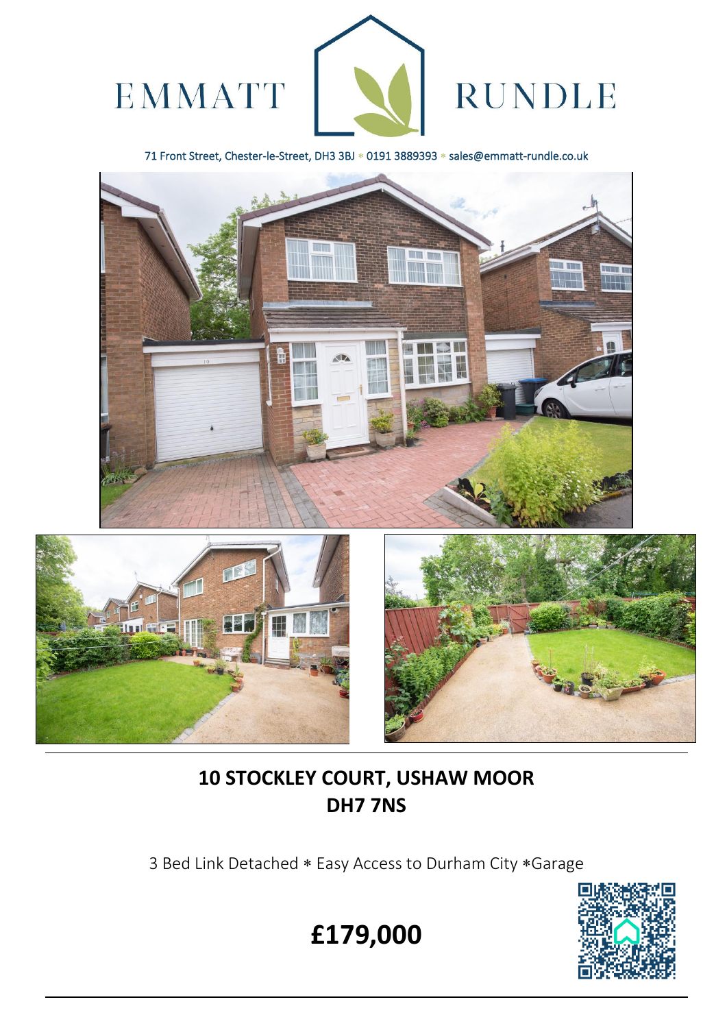EMMATT RUNDLE

71 Front Street, Chester-le-Street, DH3 3BJ * 0191 3889393 * sales@emmatt-rundle.co.uk

# 10 STOCKLEY COURT, USHAW MOOR
# DH7 7NS

3 Bed Link Detached * Easy Access to Durham City *Garage

## £179,000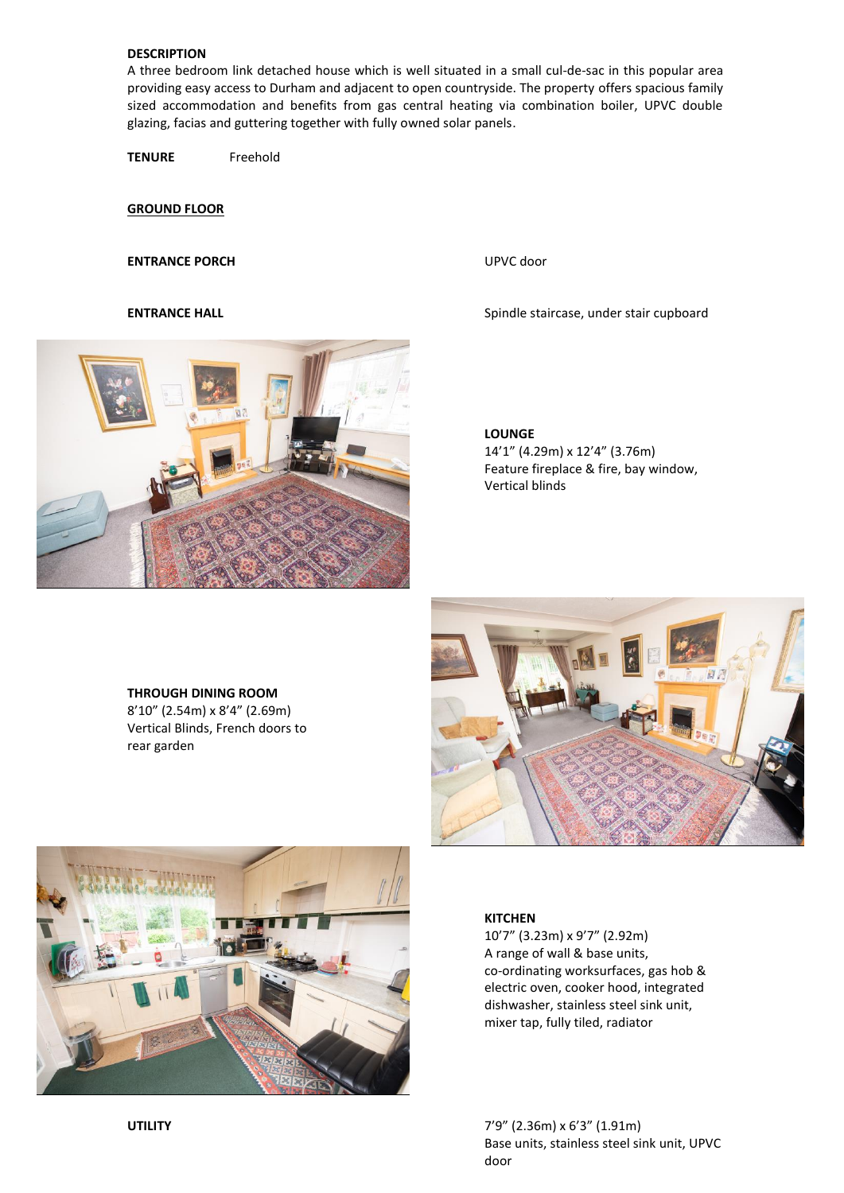**DESCRIPTION**

A three bedroom link detached house which is well situated in a small cul-de-sac in this popular area providing easy access to Durham and adjacent to open countryside. The property offers spacious family sized accommodation and benefits from gas central heating via combination boiler, UPVC double glazing, facias and guttering together with fully owned solar panels.

**TENURE** Freehold

**GROUND FLOOR**

**ENTRANCE PORCH**

UPVC door

**ENTRANCE HALL**

Spindle staircase, under stair cupboard

**LOUNGE**
14'1" (4.29m) x 12'4" (3.76m)
Feature fireplace & fire, bay window,
Vertical blinds

**THROUGH DINING ROOM**
8'10" (2.54m) x 8'4" (2.69m)
Vertical Blinds, French doors to rear garden

**KITCHEN**
10'7" (3.23m) x 9'7" (2.92m)
A range of wall & base units, co-ordinating worksurfaces, gas hob & electric oven, cooker hood, integrated dishwasher, stainless steel sink unit, mixer tap, fully tiled, radiator

**UTILITY**

7'9" (2.36m) x 6'3" (1.91m)
Base units, stainless steel sink unit, UPVC door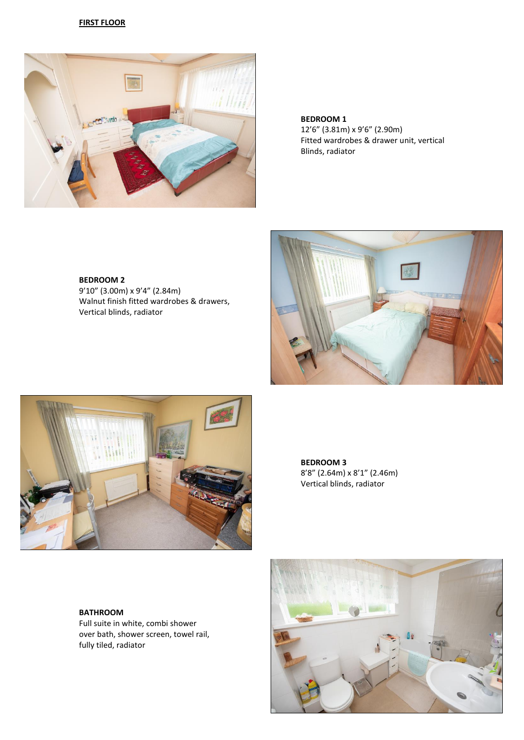**FIRST FLOOR**

**BEDROOM 1**
12'6" (3.81m) x 9'6" (2.90m)
Fitted wardrobes & drawer unit, vertical Blinds, radiator

**BEDROOM 2**
9'10" (3.00m) x 9'4" (2.84m)
Walnut finish fitted wardrobes & drawers, Vertical blinds, radiator

**BEDROOM 3**
8'8" (2.64m) x 8'1" (2.46m)
Vertical blinds, radiator

**BATHROOM**
Full suite in white, combi shower over bath, shower screen, towel rail, fully tiled, radiator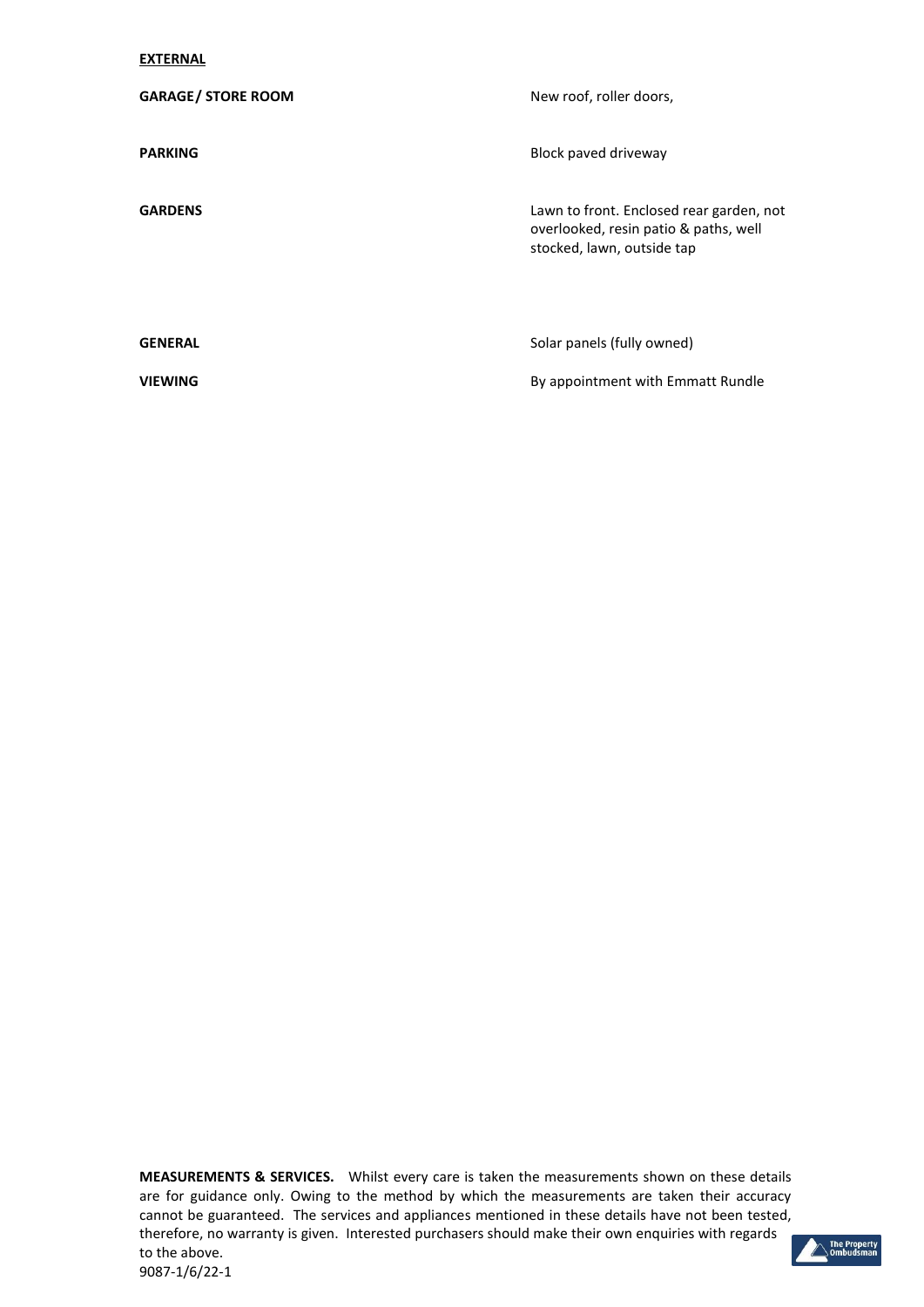**EXTERNAL**

| | |
|---|---|
| **GARAGE / STORE ROOM** | New roof, roller doors, |
| **PARKING** | Block paved driveway |
| **GARDENS** | Lawn to front. Enclosed rear garden, not overlooked, resin patio & paths, well stocked, lawn, outside tap |
| **GENERAL** | Solar panels (fully owned) |
| **VIEWING** | By appointment with Emmatt Rundle |

**MEASUREMENTS & SERVICES.** Whilst every care is taken the measurements shown on these details are for guidance only. Owing to the method by which the measurements are taken their accuracy cannot be guaranteed. The services and appliances mentioned in these details have not been tested, therefore, no warranty is given. Interested purchasers should make their own enquiries with regards to the above.

9087-1/6/22-1

The Property Ombudsman